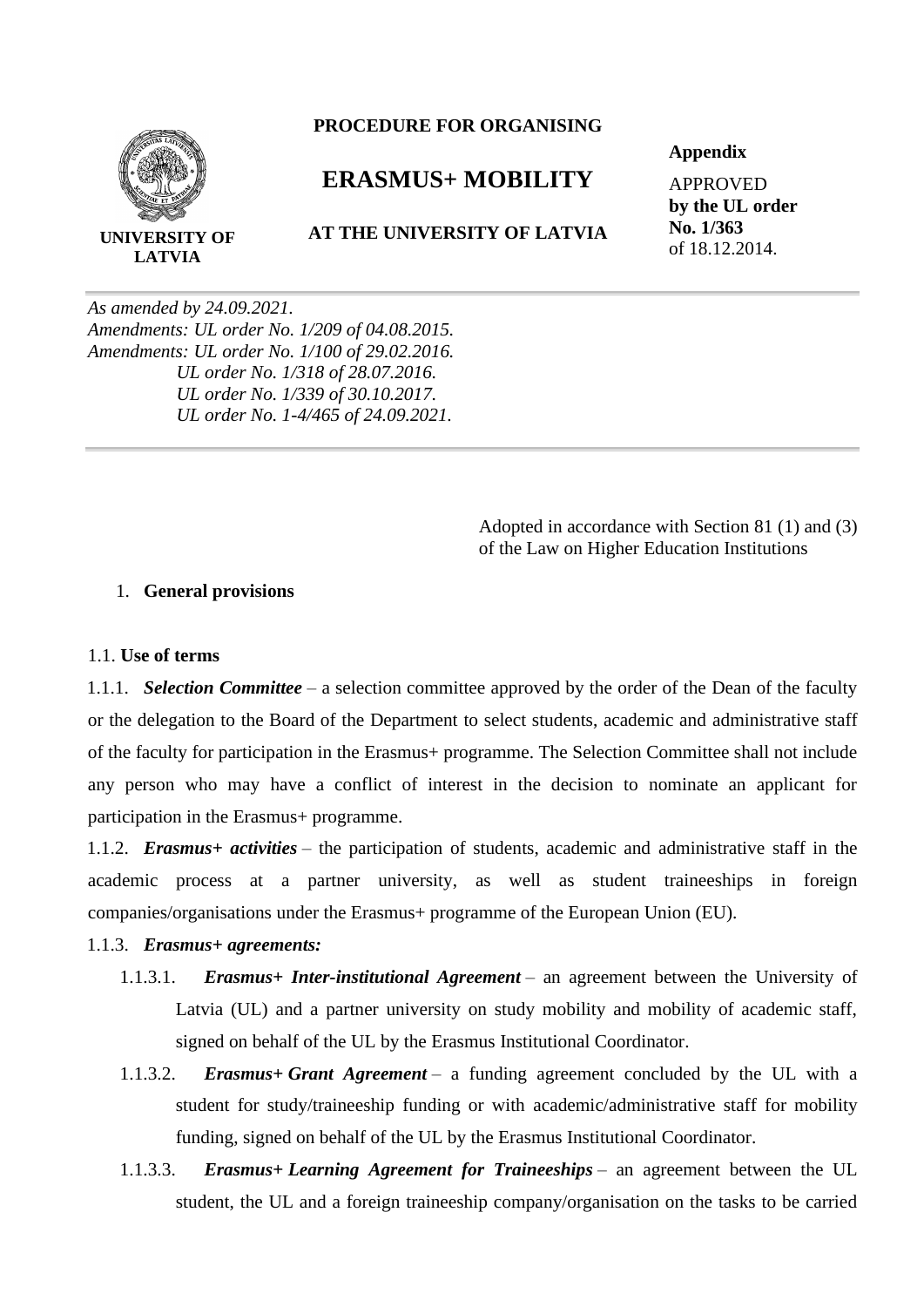**UNIVERSITY OF LATVIA**

**PROCEDURE FOR ORGANISING**

# ERASMUS+ MOBILITY

**AT THE UNIVERSITY OF LATVIA**

**Appendix**

APPROVED
**by the UL order**
**No. 1/363**
of 18.12.2014.

---

*As amended by 24.09.2021.*
*Amendments: UL order No. 1/209 of 04.08.2015.*
*Amendments: UL order No. 1/100 of 29.02.2016.*
*UL order No. 1/318 of 28.07.2016.*
*UL order No. 1/339 of 30.10.2017.*
*UL order No. 1-4/465 of 24.09.2021.*

---

Adopted in accordance with Section 81 (1) and (3) of the Law on Higher Education Institutions

1. **General provisions**

1.1. **Use of terms**

1.1.1. ***Selection Committee*** – a selection committee approved by the order of the Dean of the faculty or the delegation to the Board of the Department to select students, academic and administrative staff of the faculty for participation in the Erasmus+ programme. The Selection Committee shall not include any person who may have a conflict of interest in the decision to nominate an applicant for participation in the Erasmus+ programme.

1.1.2. ***Erasmus+ activities*** – the participation of students, academic and administrative staff in the academic process at a partner university, as well as student traineeships in foreign companies/organisations under the Erasmus+ programme of the European Union (EU).

1.1.3. ***Erasmus+ agreements:***

1.1.3.1. ***Erasmus+ Inter-institutional Agreement*** – an agreement between the University of Latvia (UL) and a partner university on study mobility and mobility of academic staff, signed on behalf of the UL by the Erasmus Institutional Coordinator.

1.1.3.2. ***Erasmus+ Grant Agreement*** – a funding agreement concluded by the UL with a student for study/traineeship funding or with academic/administrative staff for mobility funding, signed on behalf of the UL by the Erasmus Institutional Coordinator.

1.1.3.3. ***Erasmus+ Learning Agreement for Traineeships*** – an agreement between the UL student, the UL and a foreign traineeship company/organisation on the tasks to be carried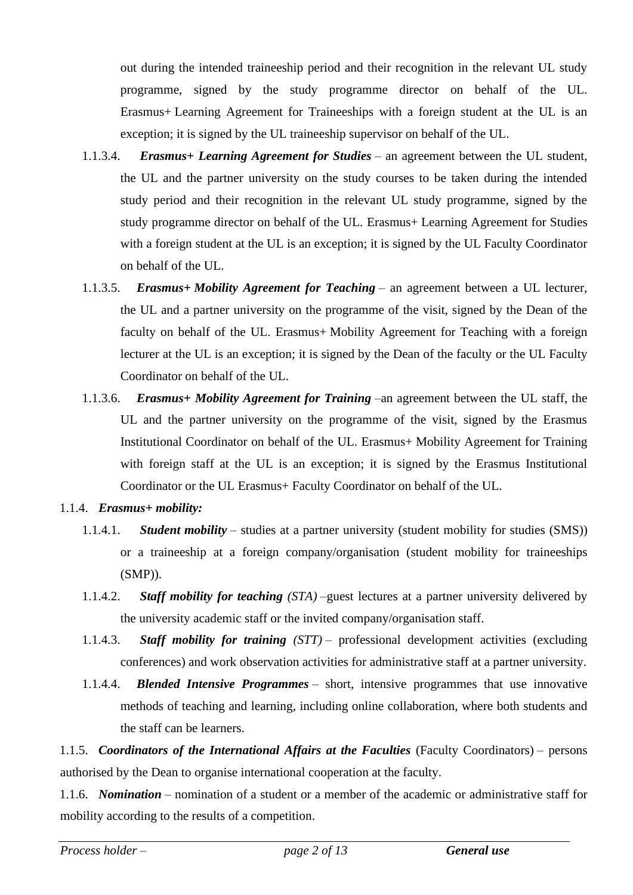out during the intended traineeship period and their recognition in the relevant UL study programme, signed by the study programme director on behalf of the UL. Erasmus+ Learning Agreement for Traineeships with a foreign student at the UL is an exception; it is signed by the UL traineeship supervisor on behalf of the UL.

1.1.3.4. ***Erasmus+ Learning Agreement for Studies*** – an agreement between the UL student, the UL and the partner university on the study courses to be taken during the intended study period and their recognition in the relevant UL study programme, signed by the study programme director on behalf of the UL. Erasmus+ Learning Agreement for Studies with a foreign student at the UL is an exception; it is signed by the UL Faculty Coordinator on behalf of the UL.

1.1.3.5. ***Erasmus+ Mobility Agreement for Teaching*** – an agreement between a UL lecturer, the UL and a partner university on the programme of the visit, signed by the Dean of the faculty on behalf of the UL. Erasmus+ Mobility Agreement for Teaching with a foreign lecturer at the UL is an exception; it is signed by the Dean of the faculty or the UL Faculty Coordinator on behalf of the UL.

1.1.3.6. ***Erasmus+ Mobility Agreement for Training*** –an agreement between the UL staff, the UL and the partner university on the programme of the visit, signed by the Erasmus Institutional Coordinator on behalf of the UL. Erasmus+ Mobility Agreement for Training with foreign staff at the UL is an exception; it is signed by the Erasmus Institutional Coordinator or the UL Erasmus+ Faculty Coordinator on behalf of the UL.

1.1.4. ***Erasmus+ mobility:***

1.1.4.1. ***Student mobility*** – studies at a partner university (student mobility for studies (SMS)) or a traineeship at a foreign company/organisation (student mobility for traineeships (SMP)).

1.1.4.2. ***Staff mobility for teaching*** *(STA)* –guest lectures at a partner university delivered by the university academic staff or the invited company/organisation staff.

1.1.4.3. ***Staff mobility for training*** *(STT)* – professional development activities (excluding conferences) and work observation activities for administrative staff at a partner university.

1.1.4.4. ***Blended Intensive Programmes*** – short, intensive programmes that use innovative methods of teaching and learning, including online collaboration, where both students and the staff can be learners.

1.1.5. ***Coordinators of the International Affairs at the Faculties*** (Faculty Coordinators) – persons authorised by the Dean to organise international cooperation at the faculty.

1.1.6. ***Nomination*** – nomination of a student or a member of the academic or administrative staff for mobility according to the results of a competition.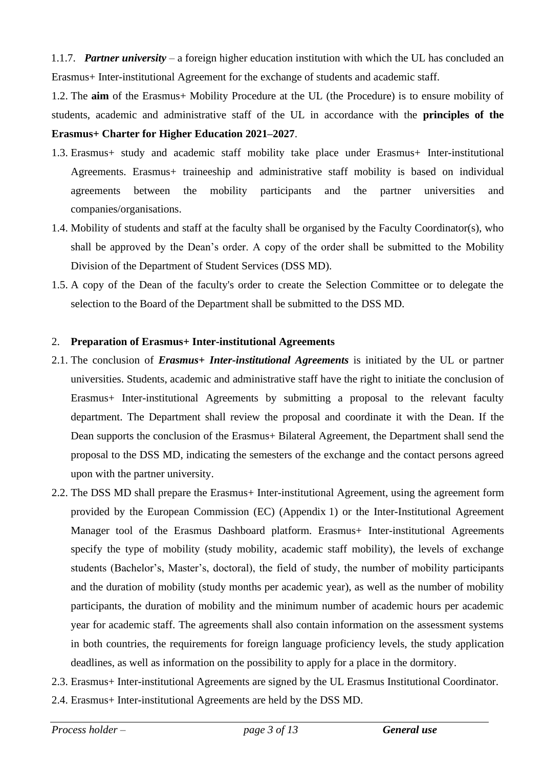1.1.7. ***Partner university*** – a foreign higher education institution with which the UL has concluded an Erasmus+ Inter-institutional Agreement for the exchange of students and academic staff.

1.2. The **aim** of the Erasmus+ Mobility Procedure at the UL (the Procedure) is to ensure mobility of students, academic and administrative staff of the UL in accordance with the **principles of the Erasmus+ Charter for Higher Education 2021–2027**.

1.3. Erasmus+ study and academic staff mobility take place under Erasmus+ Inter-institutional Agreements. Erasmus+ traineeship and administrative staff mobility is based on individual agreements between the mobility participants and the partner universities and companies/organisations.

1.4. Mobility of students and staff at the faculty shall be organised by the Faculty Coordinator(s), who shall be approved by the Dean's order. A copy of the order shall be submitted to the Mobility Division of the Department of Student Services (DSS MD).

1.5. A copy of the Dean of the faculty's order to create the Selection Committee or to delegate the selection to the Board of the Department shall be submitted to the DSS MD.

## 2. Preparation of Erasmus+ Inter-institutional Agreements

2.1. The conclusion of ***Erasmus+ Inter-institutional Agreements*** is initiated by the UL or partner universities. Students, academic and administrative staff have the right to initiate the conclusion of Erasmus+ Inter-institutional Agreements by submitting a proposal to the relevant faculty department. The Department shall review the proposal and coordinate it with the Dean. If the Dean supports the conclusion of the Erasmus+ Bilateral Agreement, the Department shall send the proposal to the DSS MD, indicating the semesters of the exchange and the contact persons agreed upon with the partner university.

2.2. The DSS MD shall prepare the Erasmus+ Inter-institutional Agreement, using the agreement form provided by the European Commission (EC) (Appendix 1) or the Inter-Institutional Agreement Manager tool of the Erasmus Dashboard platform. Erasmus+ Inter-institutional Agreements specify the type of mobility (study mobility, academic staff mobility), the levels of exchange students (Bachelor's, Master's, doctoral), the field of study, the number of mobility participants and the duration of mobility (study months per academic year), as well as the number of mobility participants, the duration of mobility and the minimum number of academic hours per academic year for academic staff. The agreements shall also contain information on the assessment systems in both countries, the requirements for foreign language proficiency levels, the study application deadlines, as well as information on the possibility to apply for a place in the dormitory.

2.3. Erasmus+ Inter-institutional Agreements are signed by the UL Erasmus Institutional Coordinator.

2.4. Erasmus+ Inter-institutional Agreements are held by the DSS MD.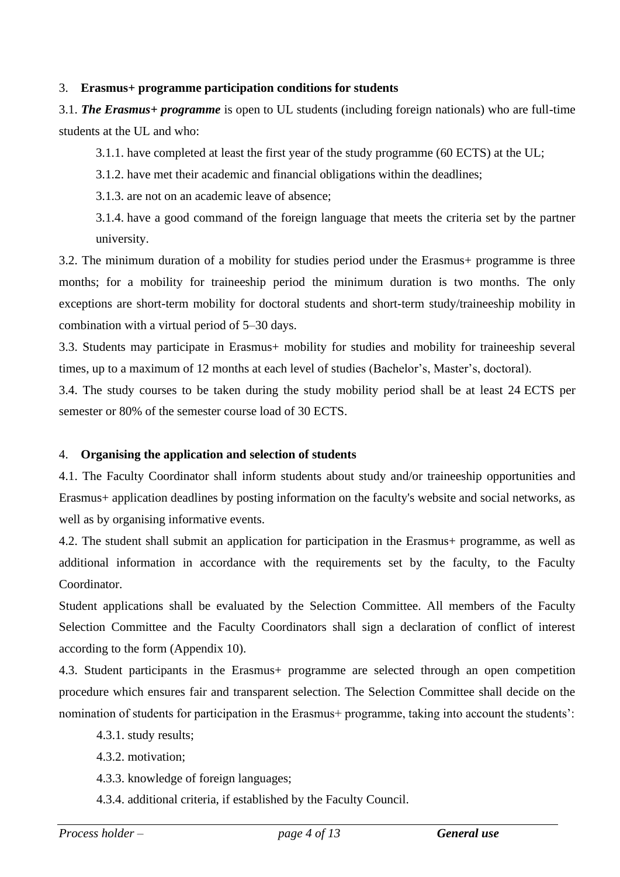## 3. **Erasmus+ programme participation conditions for students**

3.1. ***The Erasmus+ programme*** is open to UL students (including foreign nationals) who are full-time students at the UL and who:

3.1.1. have completed at least the first year of the study programme (60 ECTS) at the UL;

3.1.2. have met their academic and financial obligations within the deadlines;

3.1.3. are not on an academic leave of absence;

3.1.4. have a good command of the foreign language that meets the criteria set by the partner university.

3.2. The minimum duration of a mobility for studies period under the Erasmus+ programme is three months; for a mobility for traineeship period the minimum duration is two months. The only exceptions are short-term mobility for doctoral students and short-term study/traineeship mobility in combination with a virtual period of 5–30 days.

3.3. Students may participate in Erasmus+ mobility for studies and mobility for traineeship several times, up to a maximum of 12 months at each level of studies (Bachelor's, Master's, doctoral).

3.4. The study courses to be taken during the study mobility period shall be at least 24 ECTS per semester or 80% of the semester course load of 30 ECTS.

## 4. **Organising the application and selection of students**

4.1. The Faculty Coordinator shall inform students about study and/or traineeship opportunities and Erasmus+ application deadlines by posting information on the faculty's website and social networks, as well as by organising informative events.

4.2. The student shall submit an application for participation in the Erasmus+ programme, as well as additional information in accordance with the requirements set by the faculty, to the Faculty Coordinator.

Student applications shall be evaluated by the Selection Committee. All members of the Faculty Selection Committee and the Faculty Coordinators shall sign a declaration of conflict of interest according to the form (Appendix 10).

4.3. Student participants in the Erasmus+ programme are selected through an open competition procedure which ensures fair and transparent selection. The Selection Committee shall decide on the nomination of students for participation in the Erasmus+ programme, taking into account the students':

4.3.1. study results;

4.3.2. motivation;

4.3.3. knowledge of foreign languages;

4.3.4. additional criteria, if established by the Faculty Council.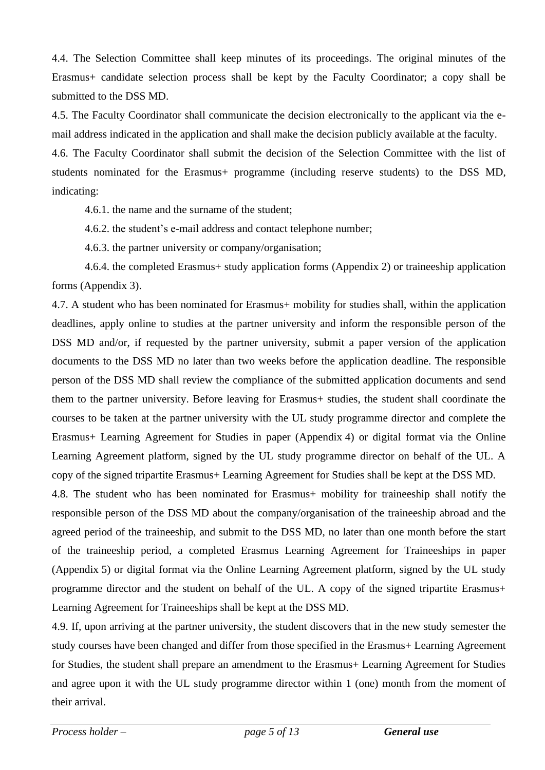4.4. The Selection Committee shall keep minutes of its proceedings. The original minutes of the Erasmus+ candidate selection process shall be kept by the Faculty Coordinator; a copy shall be submitted to the DSS MD.

4.5. The Faculty Coordinator shall communicate the decision electronically to the applicant via the e-mail address indicated in the application and shall make the decision publicly available at the faculty.

4.6. The Faculty Coordinator shall submit the decision of the Selection Committee with the list of students nominated for the Erasmus+ programme (including reserve students) to the DSS MD, indicating:

4.6.1. the name and the surname of the student;

4.6.2. the student's e-mail address and contact telephone number;

4.6.3. the partner university or company/organisation;

4.6.4. the completed Erasmus+ study application forms (Appendix 2) or traineeship application forms (Appendix 3).

4.7. A student who has been nominated for Erasmus+ mobility for studies shall, within the application deadlines, apply online to studies at the partner university and inform the responsible person of the DSS MD and/or, if requested by the partner university, submit a paper version of the application documents to the DSS MD no later than two weeks before the application deadline. The responsible person of the DSS MD shall review the compliance of the submitted application documents and send them to the partner university. Before leaving for Erasmus+ studies, the student shall coordinate the courses to be taken at the partner university with the UL study programme director and complete the Erasmus+ Learning Agreement for Studies in paper (Appendix 4) or digital format via the Online Learning Agreement platform, signed by the UL study programme director on behalf of the UL. A copy of the signed tripartite Erasmus+ Learning Agreement for Studies shall be kept at the DSS MD.

4.8. The student who has been nominated for Erasmus+ mobility for traineeship shall notify the responsible person of the DSS MD about the company/organisation of the traineeship abroad and the agreed period of the traineeship, and submit to the DSS MD, no later than one month before the start of the traineeship period, a completed Erasmus Learning Agreement for Traineeships in paper (Appendix 5) or digital format via the Online Learning Agreement platform, signed by the UL study programme director and the student on behalf of the UL. A copy of the signed tripartite Erasmus+ Learning Agreement for Traineeships shall be kept at the DSS MD.

4.9. If, upon arriving at the partner university, the student discovers that in the new study semester the study courses have been changed and differ from those specified in the Erasmus+ Learning Agreement for Studies, the student shall prepare an amendment to the Erasmus+ Learning Agreement for Studies and agree upon it with the UL study programme director within 1 (one) month from the moment of their arrival.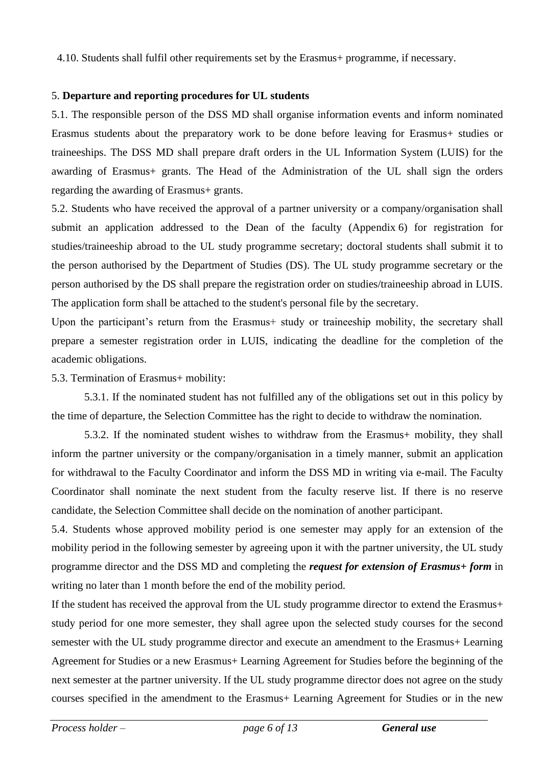4.10. Students shall fulfil other requirements set by the Erasmus+ programme, if necessary.

5. **Departure and reporting procedures for UL students**

5.1. The responsible person of the DSS MD shall organise information events and inform nominated Erasmus students about the preparatory work to be done before leaving for Erasmus+ studies or traineeships. The DSS MD shall prepare draft orders in the UL Information System (LUIS) for the awarding of Erasmus+ grants. The Head of the Administration of the UL shall sign the orders regarding the awarding of Erasmus+ grants.

5.2. Students who have received the approval of a partner university or a company/organisation shall submit an application addressed to the Dean of the faculty (Appendix 6) for registration for studies/traineeship abroad to the UL study programme secretary; doctoral students shall submit it to the person authorised by the Department of Studies (DS). The UL study programme secretary or the person authorised by the DS shall prepare the registration order on studies/traineeship abroad in LUIS. The application form shall be attached to the student's personal file by the secretary.

Upon the participant's return from the Erasmus+ study or traineeship mobility, the secretary shall prepare a semester registration order in LUIS, indicating the deadline for the completion of the academic obligations.

5.3. Termination of Erasmus+ mobility:

5.3.1. If the nominated student has not fulfilled any of the obligations set out in this policy by the time of departure, the Selection Committee has the right to decide to withdraw the nomination.

5.3.2. If the nominated student wishes to withdraw from the Erasmus+ mobility, they shall inform the partner university or the company/organisation in a timely manner, submit an application for withdrawal to the Faculty Coordinator and inform the DSS MD in writing via e-mail. The Faculty Coordinator shall nominate the next student from the faculty reserve list. If there is no reserve candidate, the Selection Committee shall decide on the nomination of another participant.

5.4. Students whose approved mobility period is one semester may apply for an extension of the mobility period in the following semester by agreeing upon it with the partner university, the UL study programme director and the DSS MD and completing the ***request for extension of Erasmus+ form*** in writing no later than 1 month before the end of the mobility period.

If the student has received the approval from the UL study programme director to extend the Erasmus+ study period for one more semester, they shall agree upon the selected study courses for the second semester with the UL study programme director and execute an amendment to the Erasmus+ Learning Agreement for Studies or a new Erasmus+ Learning Agreement for Studies before the beginning of the next semester at the partner university. If the UL study programme director does not agree on the study courses specified in the amendment to the Erasmus+ Learning Agreement for Studies or in the new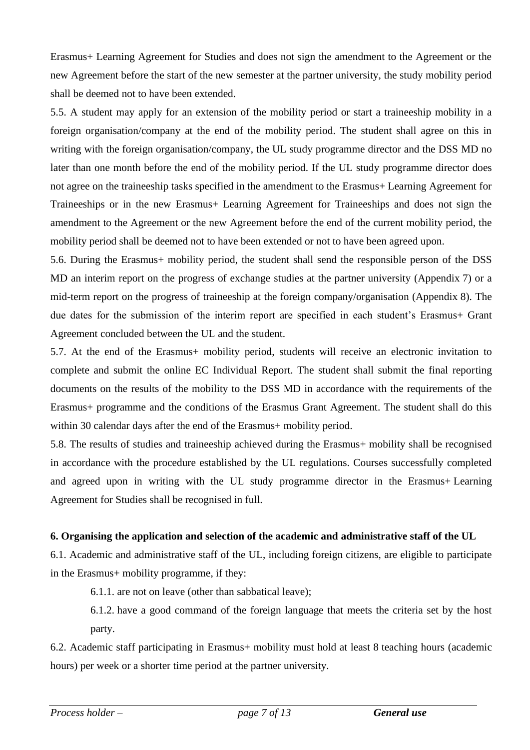Erasmus+ Learning Agreement for Studies and does not sign the amendment to the Agreement or the new Agreement before the start of the new semester at the partner university, the study mobility period shall be deemed not to have been extended.

5.5. A student may apply for an extension of the mobility period or start a traineeship mobility in a foreign organisation/company at the end of the mobility period. The student shall agree on this in writing with the foreign organisation/company, the UL study programme director and the DSS MD no later than one month before the end of the mobility period. If the UL study programme director does not agree on the traineeship tasks specified in the amendment to the Erasmus+ Learning Agreement for Traineeships or in the new Erasmus+ Learning Agreement for Traineeships and does not sign the amendment to the Agreement or the new Agreement before the end of the current mobility period, the mobility period shall be deemed not to have been extended or not to have been agreed upon.

5.6. During the Erasmus+ mobility period, the student shall send the responsible person of the DSS MD an interim report on the progress of exchange studies at the partner university (Appendix 7) or a mid-term report on the progress of traineeship at the foreign company/organisation (Appendix 8). The due dates for the submission of the interim report are specified in each student's Erasmus+ Grant Agreement concluded between the UL and the student.

5.7. At the end of the Erasmus+ mobility period, students will receive an electronic invitation to complete and submit the online EC Individual Report. The student shall submit the final reporting documents on the results of the mobility to the DSS MD in accordance with the requirements of the Erasmus+ programme and the conditions of the Erasmus Grant Agreement. The student shall do this within 30 calendar days after the end of the Erasmus+ mobility period.

5.8. The results of studies and traineeship achieved during the Erasmus+ mobility shall be recognised in accordance with the procedure established by the UL regulations. Courses successfully completed and agreed upon in writing with the UL study programme director in the Erasmus+ Learning Agreement for Studies shall be recognised in full.

**6. Organising the application and selection of the academic and administrative staff of the UL**

6.1. Academic and administrative staff of the UL, including foreign citizens, are eligible to participate in the Erasmus+ mobility programme, if they:

6.1.1. are not on leave (other than sabbatical leave);

6.1.2. have a good command of the foreign language that meets the criteria set by the host party.

6.2. Academic staff participating in Erasmus+ mobility must hold at least 8 teaching hours (academic hours) per week or a shorter time period at the partner university.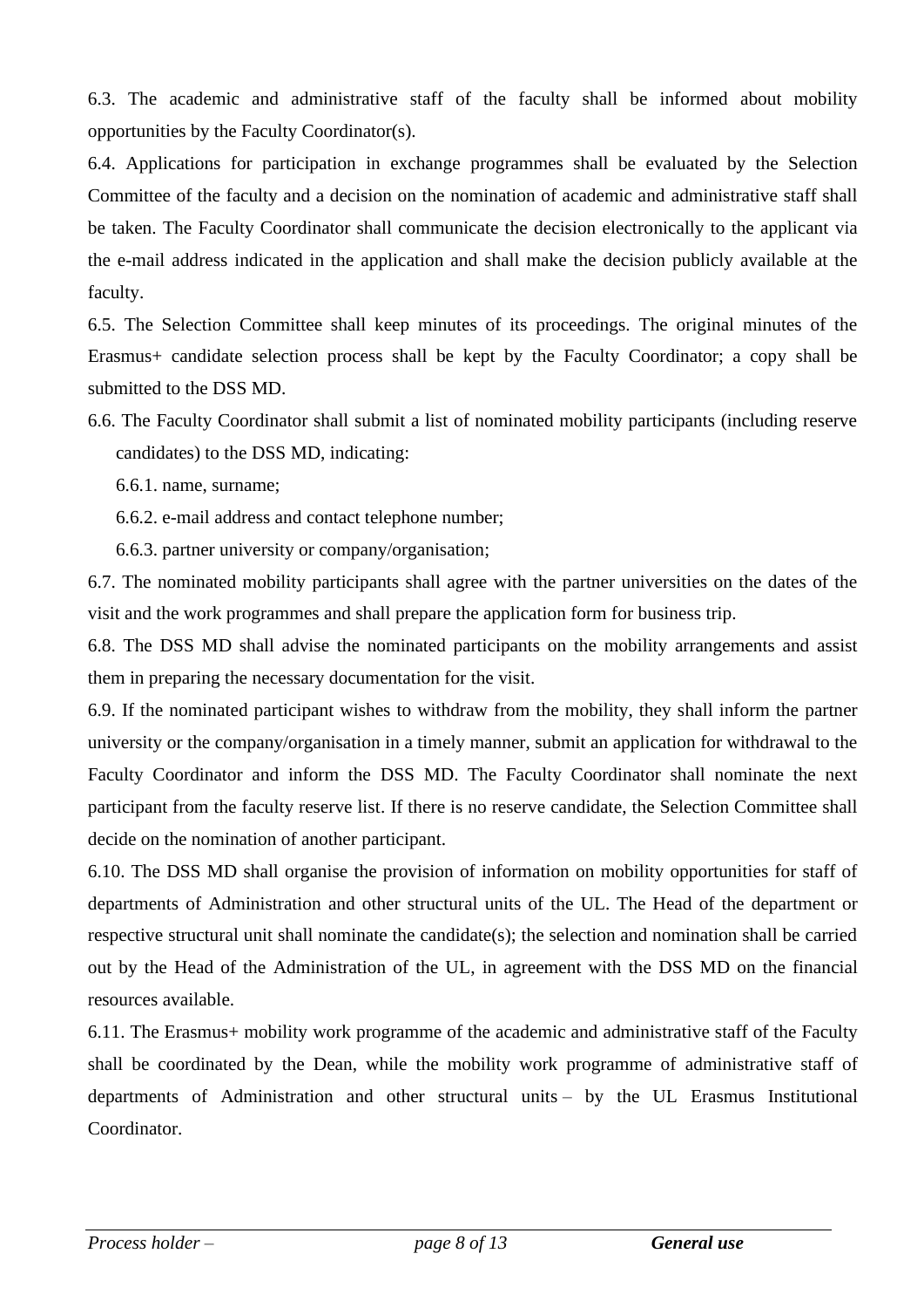6.3. The academic and administrative staff of the faculty shall be informed about mobility opportunities by the Faculty Coordinator(s).

6.4. Applications for participation in exchange programmes shall be evaluated by the Selection Committee of the faculty and a decision on the nomination of academic and administrative staff shall be taken. The Faculty Coordinator shall communicate the decision electronically to the applicant via the e-mail address indicated in the application and shall make the decision publicly available at the faculty.

6.5. The Selection Committee shall keep minutes of its proceedings. The original minutes of the Erasmus+ candidate selection process shall be kept by the Faculty Coordinator; a copy shall be submitted to the DSS MD.

6.6. The Faculty Coordinator shall submit a list of nominated mobility participants (including reserve candidates) to the DSS MD, indicating:

6.6.1. name, surname;

6.6.2. e-mail address and contact telephone number;

6.6.3. partner university or company/organisation;

6.7. The nominated mobility participants shall agree with the partner universities on the dates of the visit and the work programmes and shall prepare the application form for business trip.

6.8. The DSS MD shall advise the nominated participants on the mobility arrangements and assist them in preparing the necessary documentation for the visit.

6.9. If the nominated participant wishes to withdraw from the mobility, they shall inform the partner university or the company/organisation in a timely manner, submit an application for withdrawal to the Faculty Coordinator and inform the DSS MD. The Faculty Coordinator shall nominate the next participant from the faculty reserve list. If there is no reserve candidate, the Selection Committee shall decide on the nomination of another participant.

6.10. The DSS MD shall organise the provision of information on mobility opportunities for staff of departments of Administration and other structural units of the UL. The Head of the department or respective structural unit shall nominate the candidate(s); the selection and nomination shall be carried out by the Head of the Administration of the UL, in agreement with the DSS MD on the financial resources available.

6.11. The Erasmus+ mobility work programme of the academic and administrative staff of the Faculty shall be coordinated by the Dean, while the mobility work programme of administrative staff of departments of Administration and other structural units – by the UL Erasmus Institutional Coordinator.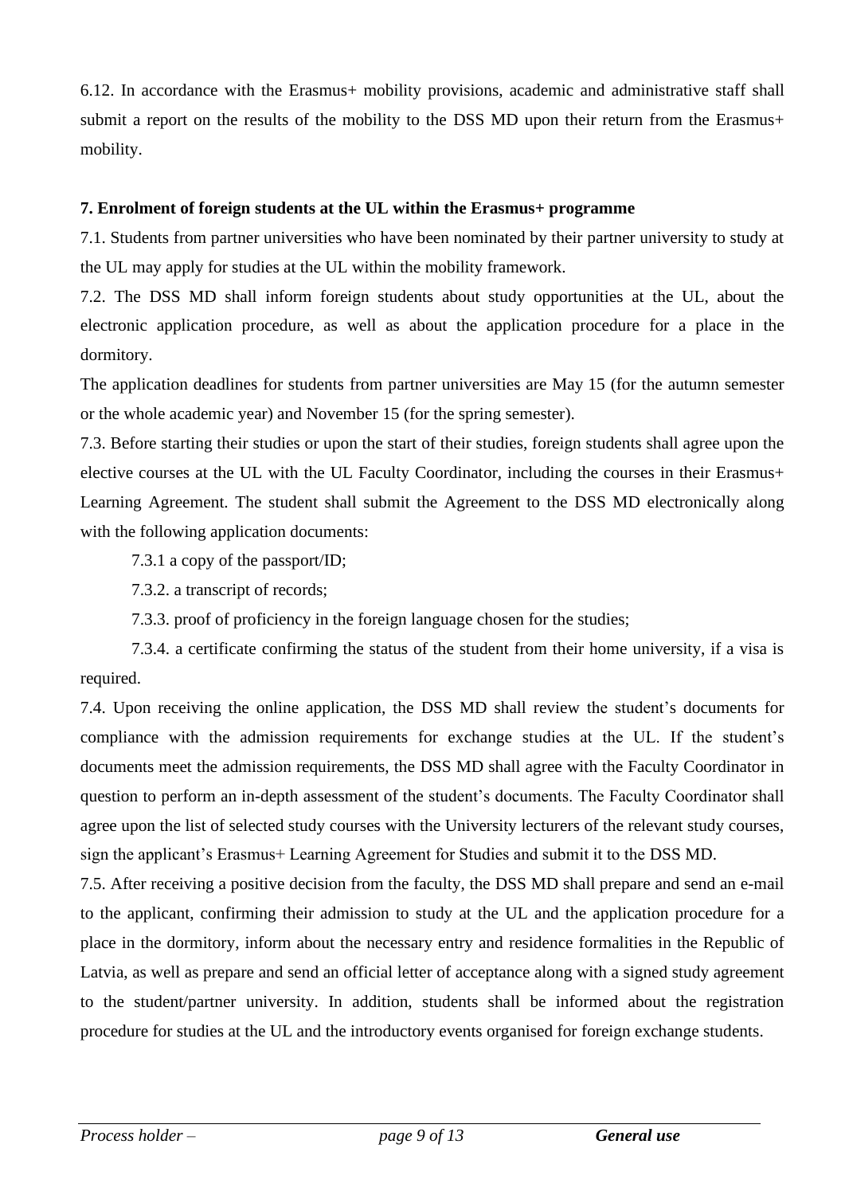6.12. In accordance with the Erasmus+ mobility provisions, academic and administrative staff shall submit a report on the results of the mobility to the DSS MD upon their return from the Erasmus+ mobility.

**7. Enrolment of foreign students at the UL within the Erasmus+ programme**

7.1. Students from partner universities who have been nominated by their partner university to study at the UL may apply for studies at the UL within the mobility framework.

7.2. The DSS MD shall inform foreign students about study opportunities at the UL, about the electronic application procedure, as well as about the application procedure for a place in the dormitory.

The application deadlines for students from partner universities are May 15 (for the autumn semester or the whole academic year) and November 15 (for the spring semester).

7.3. Before starting their studies or upon the start of their studies, foreign students shall agree upon the elective courses at the UL with the UL Faculty Coordinator, including the courses in their Erasmus+ Learning Agreement. The student shall submit the Agreement to the DSS MD electronically along with the following application documents:

7.3.1 a copy of the passport/ID;

7.3.2. a transcript of records;

7.3.3. proof of proficiency in the foreign language chosen for the studies;

7.3.4. a certificate confirming the status of the student from their home university, if a visa is required.

7.4. Upon receiving the online application, the DSS MD shall review the student's documents for compliance with the admission requirements for exchange studies at the UL. If the student's documents meet the admission requirements, the DSS MD shall agree with the Faculty Coordinator in question to perform an in-depth assessment of the student's documents. The Faculty Coordinator shall agree upon the list of selected study courses with the University lecturers of the relevant study courses, sign the applicant's Erasmus+ Learning Agreement for Studies and submit it to the DSS MD.

7.5. After receiving a positive decision from the faculty, the DSS MD shall prepare and send an e-mail to the applicant, confirming their admission to study at the UL and the application procedure for a place in the dormitory, inform about the necessary entry and residence formalities in the Republic of Latvia, as well as prepare and send an official letter of acceptance along with a signed study agreement to the student/partner university. In addition, students shall be informed about the registration procedure for studies at the UL and the introductory events organised for foreign exchange students.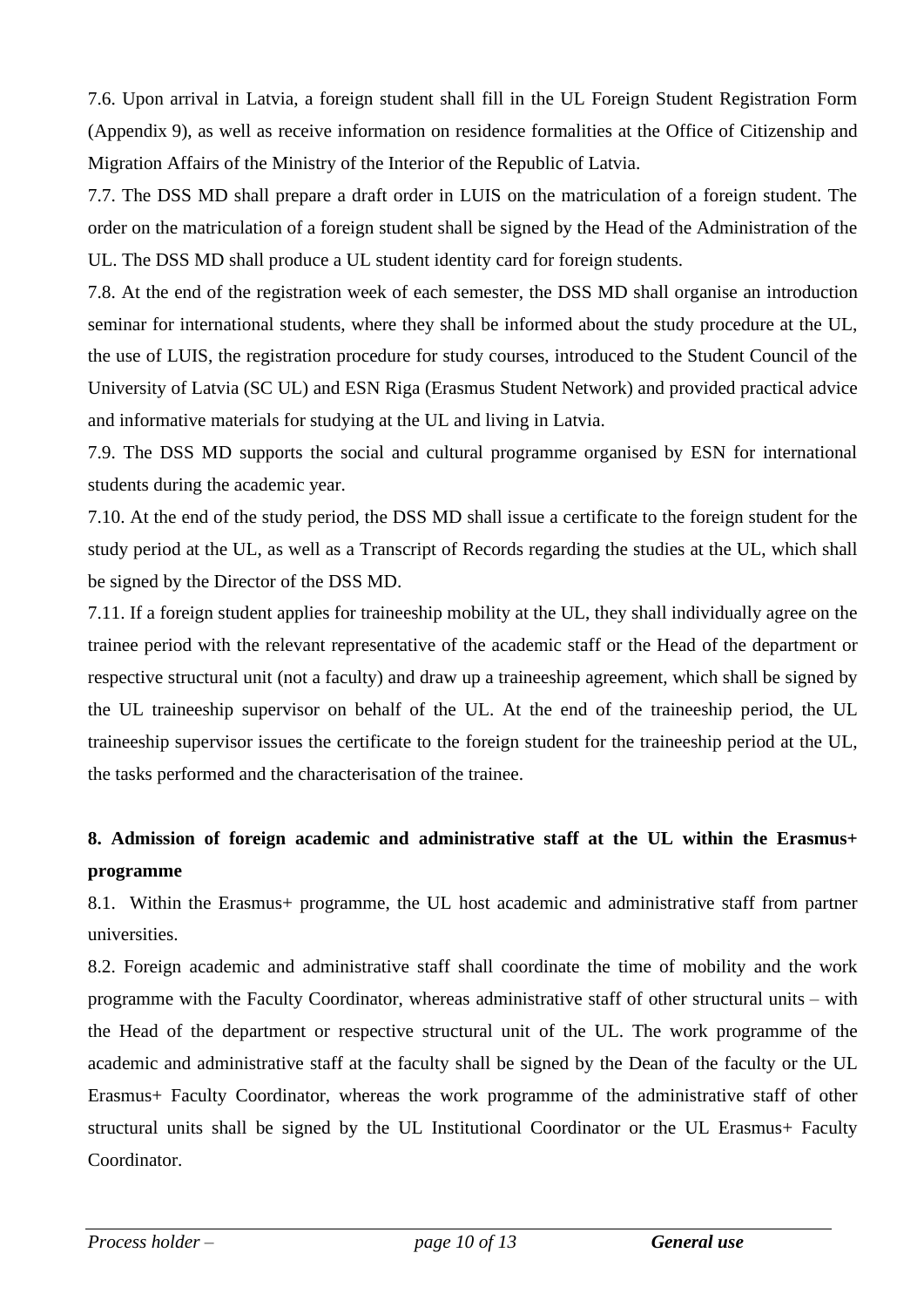7.6. Upon arrival in Latvia, a foreign student shall fill in the UL Foreign Student Registration Form (Appendix 9), as well as receive information on residence formalities at the Office of Citizenship and Migration Affairs of the Ministry of the Interior of the Republic of Latvia.

7.7. The DSS MD shall prepare a draft order in LUIS on the matriculation of a foreign student. The order on the matriculation of a foreign student shall be signed by the Head of the Administration of the UL. The DSS MD shall produce a UL student identity card for foreign students.

7.8. At the end of the registration week of each semester, the DSS MD shall organise an introduction seminar for international students, where they shall be informed about the study procedure at the UL, the use of LUIS, the registration procedure for study courses, introduced to the Student Council of the University of Latvia (SC UL) and ESN Riga (Erasmus Student Network) and provided practical advice and informative materials for studying at the UL and living in Latvia.

7.9. The DSS MD supports the social and cultural programme organised by ESN for international students during the academic year.

7.10. At the end of the study period, the DSS MD shall issue a certificate to the foreign student for the study period at the UL, as well as a Transcript of Records regarding the studies at the UL, which shall be signed by the Director of the DSS MD.

7.11. If a foreign student applies for traineeship mobility at the UL, they shall individually agree on the trainee period with the relevant representative of the academic staff or the Head of the department or respective structural unit (not a faculty) and draw up a traineeship agreement, which shall be signed by the UL traineeship supervisor on behalf of the UL. At the end of the traineeship period, the UL traineeship supervisor issues the certificate to the foreign student for the traineeship period at the UL, the tasks performed and the characterisation of the trainee.

## 8. Admission of foreign academic and administrative staff at the UL within the Erasmus+ programme

8.1. Within the Erasmus+ programme, the UL host academic and administrative staff from partner universities.

8.2. Foreign academic and administrative staff shall coordinate the time of mobility and the work programme with the Faculty Coordinator, whereas administrative staff of other structural units – with the Head of the department or respective structural unit of the UL. The work programme of the academic and administrative staff at the faculty shall be signed by the Dean of the faculty or the UL Erasmus+ Faculty Coordinator, whereas the work programme of the administrative staff of other structural units shall be signed by the UL Institutional Coordinator or the UL Erasmus+ Faculty Coordinator.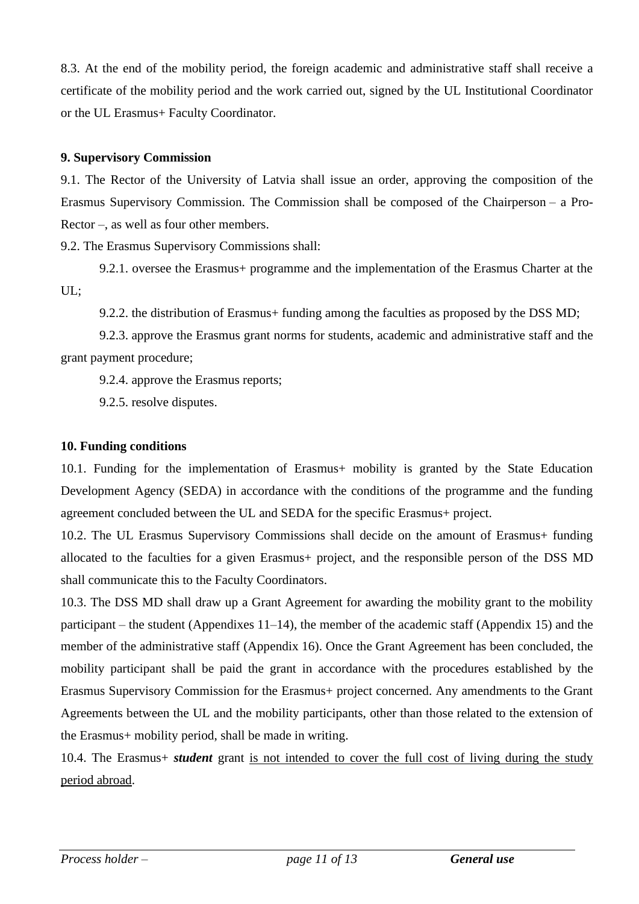8.3. At the end of the mobility period, the foreign academic and administrative staff shall receive a certificate of the mobility period and the work carried out, signed by the UL Institutional Coordinator or the UL Erasmus+ Faculty Coordinator.

**9. Supervisory Commission**

9.1. The Rector of the University of Latvia shall issue an order, approving the composition of the Erasmus Supervisory Commission. The Commission shall be composed of the Chairperson – a Pro-Rector –, as well as four other members.

9.2. The Erasmus Supervisory Commissions shall:

9.2.1. oversee the Erasmus+ programme and the implementation of the Erasmus Charter at the UL;

9.2.2. the distribution of Erasmus+ funding among the faculties as proposed by the DSS MD;

9.2.3. approve the Erasmus grant norms for students, academic and administrative staff and the grant payment procedure;

9.2.4. approve the Erasmus reports;

9.2.5. resolve disputes.

**10. Funding conditions**

10.1. Funding for the implementation of Erasmus+ mobility is granted by the State Education Development Agency (SEDA) in accordance with the conditions of the programme and the funding agreement concluded between the UL and SEDA for the specific Erasmus+ project.

10.2. The UL Erasmus Supervisory Commissions shall decide on the amount of Erasmus+ funding allocated to the faculties for a given Erasmus+ project, and the responsible person of the DSS MD shall communicate this to the Faculty Coordinators.

10.3. The DSS MD shall draw up a Grant Agreement for awarding the mobility grant to the mobility participant – the student (Appendixes 11–14), the member of the academic staff (Appendix 15) and the member of the administrative staff (Appendix 16). Once the Grant Agreement has been concluded, the mobility participant shall be paid the grant in accordance with the procedures established by the Erasmus Supervisory Commission for the Erasmus+ project concerned. Any amendments to the Grant Agreements between the UL and the mobility participants, other than those related to the extension of the Erasmus+ mobility period, shall be made in writing.

10.4. The Erasmus+ ***student*** grant <u>is not intended to cover the full cost of living during the study period abroad</u>.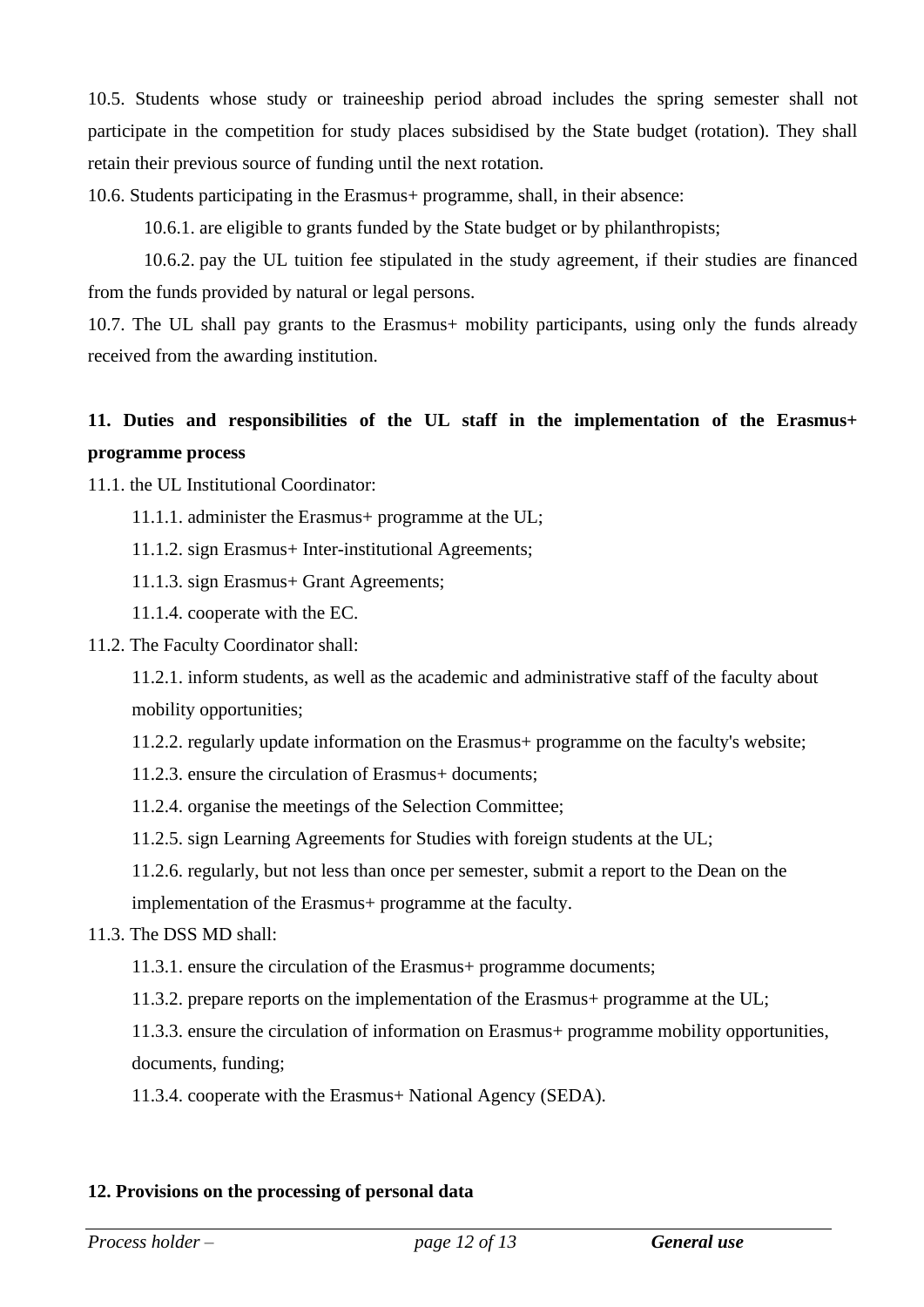10.5. Students whose study or traineeship period abroad includes the spring semester shall not participate in the competition for study places subsidised by the State budget (rotation). They shall retain their previous source of funding until the next rotation.

10.6. Students participating in the Erasmus+ programme, shall, in their absence:

10.6.1. are eligible to grants funded by the State budget or by philanthropists;

10.6.2. pay the UL tuition fee stipulated in the study agreement, if their studies are financed from the funds provided by natural or legal persons.

10.7. The UL shall pay grants to the Erasmus+ mobility participants, using only the funds already received from the awarding institution.

## 11. Duties and responsibilities of the UL staff in the implementation of the Erasmus+ programme process

11.1. the UL Institutional Coordinator:

11.1.1. administer the Erasmus+ programme at the UL;

11.1.2. sign Erasmus+ Inter-institutional Agreements;

11.1.3. sign Erasmus+ Grant Agreements;

11.1.4. cooperate with the EC.

11.2. The Faculty Coordinator shall:

11.2.1. inform students, as well as the academic and administrative staff of the faculty about mobility opportunities;

11.2.2. regularly update information on the Erasmus+ programme on the faculty's website;

11.2.3. ensure the circulation of Erasmus+ documents;

11.2.4. organise the meetings of the Selection Committee;

11.2.5. sign Learning Agreements for Studies with foreign students at the UL;

11.2.6. regularly, but not less than once per semester, submit a report to the Dean on the implementation of the Erasmus+ programme at the faculty.

11.3. The DSS MD shall:

11.3.1. ensure the circulation of the Erasmus+ programme documents;

11.3.2. prepare reports on the implementation of the Erasmus+ programme at the UL;

11.3.3. ensure the circulation of information on Erasmus+ programme mobility opportunities, documents, funding;

11.3.4. cooperate with the Erasmus+ National Agency (SEDA).

## 12. Provisions on the processing of personal data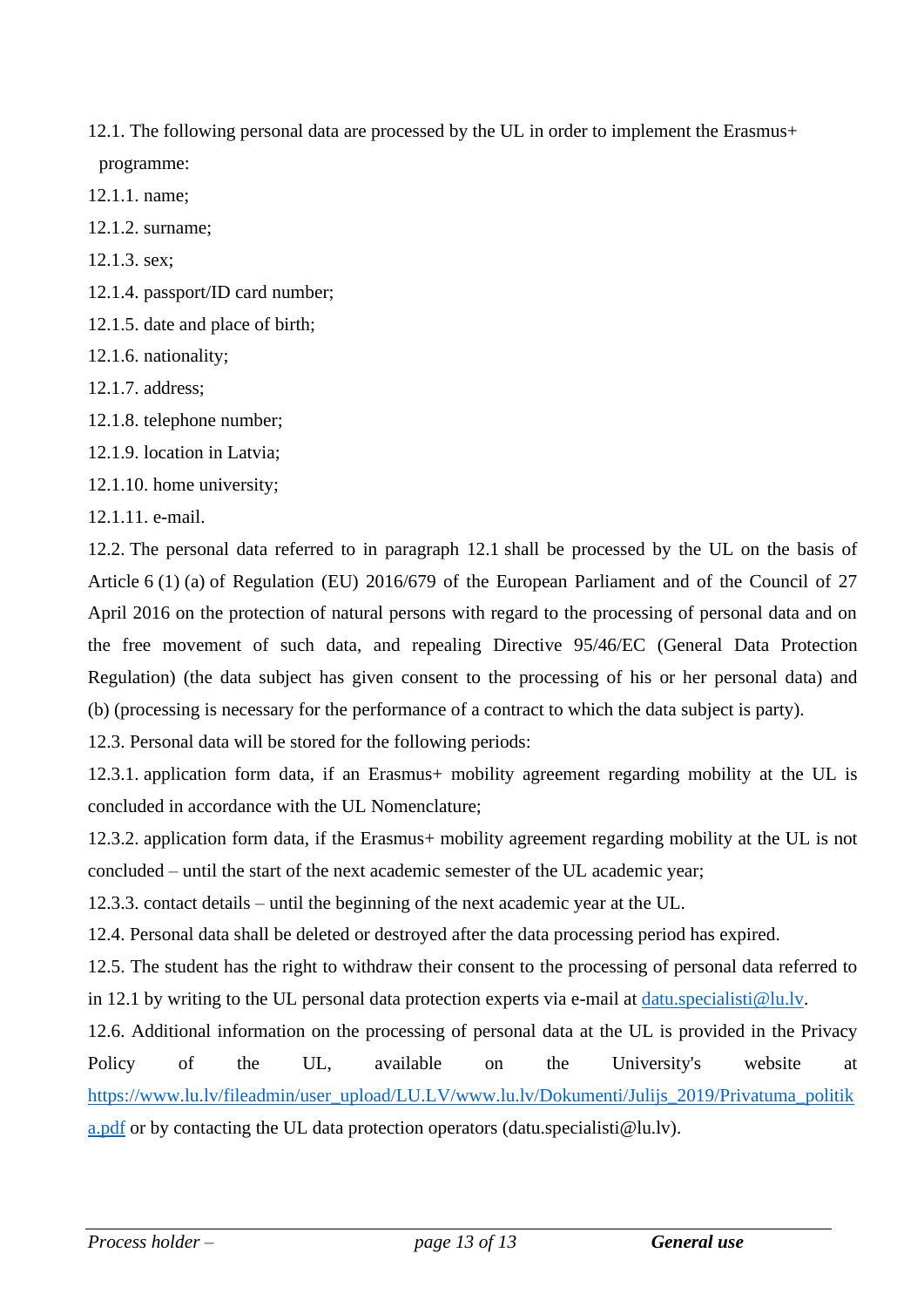12.1. The following personal data are processed by the UL in order to implement the Erasmus+ programme:

12.1.1. name;

12.1.2. surname;

12.1.3. sex;

12.1.4. passport/ID card number;

12.1.5. date and place of birth;

12.1.6. nationality;

12.1.7. address;

12.1.8. telephone number;

12.1.9. location in Latvia;

12.1.10. home university;

12.1.11. e-mail.

12.2. The personal data referred to in paragraph 12.1 shall be processed by the UL on the basis of Article 6 (1) (a) of Regulation (EU) 2016/679 of the European Parliament and of the Council of 27 April 2016 on the protection of natural persons with regard to the processing of personal data and on the free movement of such data, and repealing Directive 95/46/EC (General Data Protection Regulation) (the data subject has given consent to the processing of his or her personal data) and (b) (processing is necessary for the performance of a contract to which the data subject is party).

12.3. Personal data will be stored for the following periods:

12.3.1. application form data, if an Erasmus+ mobility agreement regarding mobility at the UL is concluded in accordance with the UL Nomenclature;

12.3.2. application form data, if the Erasmus+ mobility agreement regarding mobility at the UL is not concluded – until the start of the next academic semester of the UL academic year;

12.3.3. contact details – until the beginning of the next academic year at the UL.

12.4. Personal data shall be deleted or destroyed after the data processing period has expired.

12.5. The student has the right to withdraw their consent to the processing of personal data referred to in 12.1 by writing to the UL personal data protection experts via e-mail at [datu.specialisti@lu.lv](mailto:datu.specialisti@lu.lv).

12.6. Additional information on the processing of personal data at the UL is provided in the Privacy Policy of the UL, available on the University's website at [https://www.lu.lv/fileadmin/user_upload/LU.LV/www.lu.lv/Dokumenti/Julijs_2019/Privatuma_politika.pdf](https://www.lu.lv/fileadmin/user_upload/LU.LV/www.lu.lv/Dokumenti/Julijs_2019/Privatuma_politika.pdf) or by contacting the UL data protection operators (datu.specialisti@lu.lv).